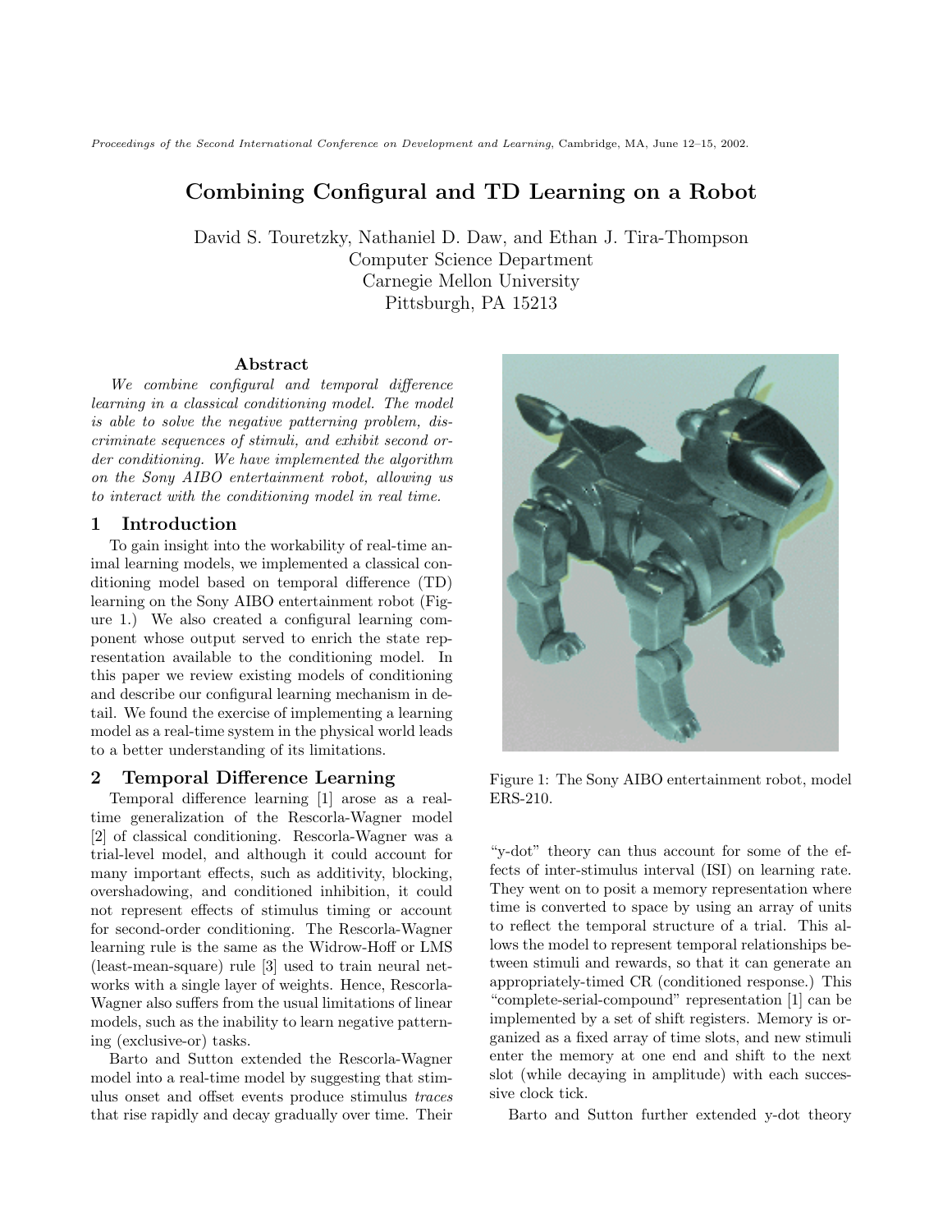Proceedings of the Second International Conference on Development and Learning, Cambridge, MA, June 12–15, 2002.

# Combining Configural and TD Learning on a Robot

David S. Touretzky, Nathaniel D. Daw, and Ethan J. Tira-Thompson
Computer Science Department
Carnegie Mellon University
Pittsburgh, PA 15213

### Abstract

*We combine configural and temporal difference learning in a classical conditioning model. The model is able to solve the negative patterning problem, discriminate sequences of stimuli, and exhibit second order conditioning. We have implemented the algorithm on the Sony AIBO entertainment robot, allowing us to interact with the conditioning model in real time.*

## 1 Introduction

To gain insight into the workability of real-time animal learning models, we implemented a classical conditioning model based on temporal difference (TD) learning on the Sony AIBO entertainment robot (Figure 1.) We also created a configural learning component whose output served to enrich the state representation available to the conditioning model. In this paper we review existing models of conditioning and describe our configural learning mechanism in detail. We found the exercise of implementing a learning model as a real-time system in the physical world leads to a better understanding of its limitations.

## 2 Temporal Difference Learning

Temporal difference learning [1] arose as a real-time generalization of the Rescorla-Wagner model [2] of classical conditioning. Rescorla-Wagner was a trial-level model, and although it could account for many important effects, such as additivity, blocking, overshadowing, and conditioned inhibition, it could not represent effects of stimulus timing or account for second-order conditioning. The Rescorla-Wagner learning rule is the same as the Widrow-Hoff or LMS (least-mean-square) rule [3] used to train neural networks with a single layer of weights. Hence, Rescorla-Wagner also suffers from the usual limitations of linear models, such as the inability to learn negative patterning (exclusive-or) tasks.

Barto and Sutton extended the Rescorla-Wagner model into a real-time model by suggesting that stimulus onset and offset events produce stimulus *traces* that rise rapidly and decay gradually over time. Their "y-dot" theory can thus account for some of the effects of inter-stimulus interval (ISI) on learning rate. They went on to posit a memory representation where time is converted to space by using an array of units to reflect the temporal structure of a trial. This allows the model to represent temporal relationships between stimuli and rewards, so that it can generate an appropriately-timed CR (conditioned response.) This "complete-serial-compound" representation [1] can be implemented by a set of shift registers. Memory is organized as a fixed array of time slots, and new stimuli enter the memory at one end and shift to the next slot (while decaying in amplitude) with each successive clock tick.

Figure 1: The Sony AIBO entertainment robot, model ERS-210.

Barto and Sutton further extended y-dot theory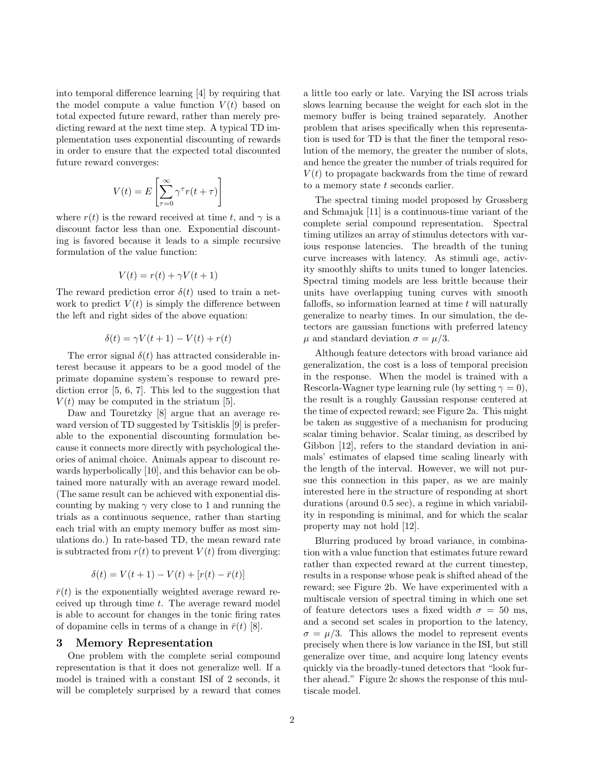into temporal difference learning [4] by requiring that the model compute a value function $V(t)$ based on total expected future reward, rather than merely predicting reward at the next time step. A typical TD implementation uses exponential discounting of rewards in order to ensure that the expected total discounted future reward converges:

$$V(t) = E\left[\sum_{\tau=0}^{\infty} \gamma^{\tau} r(t+\tau)\right]$$

where $r(t)$ is the reward received at time $t$, and $\gamma$ is a discount factor less than one. Exponential discounting is favored because it leads to a simple recursive formulation of the value function:

$$V(t) = r(t) + \gamma V(t+1)$$

The reward prediction error $\delta(t)$ used to train a network to predict $V(t)$ is simply the difference between the left and right sides of the above equation:

$$\delta(t) = \gamma V(t+1) - V(t) + r(t)$$

The error signal $\delta(t)$ has attracted considerable interest because it appears to be a good model of the primate dopamine system's response to reward prediction error [5, 6, 7]. This led to the suggestion that $V(t)$ may be computed in the striatum [5].

Daw and Touretzky [8] argue that an average reward version of TD suggested by Tsitisklis [9] is preferable to the exponential discounting formulation because it connects more directly with psychological theories of animal choice. Animals appear to discount rewards hyperbolically [10], and this behavior can be obtained more naturally with an average reward model. (The same result can be achieved with exponential discounting by making $\gamma$ very close to 1 and running the trials as a continuous sequence, rather than starting each trial with an empty memory buffer as most simulations do.) In rate-based TD, the mean reward rate is subtracted from $r(t)$ to prevent $V(t)$ from diverging:

$$\delta(t) = V(t+1) - V(t) + [r(t) - \bar{r}(t)]$$

$\bar{r}(t)$ is the exponentially weighted average reward received up through time $t$. The average reward model is able to account for changes in the tonic firing rates of dopamine cells in terms of a change in $\bar{r}(t)$ [8].

## 3 Memory Representation

One problem with the complete serial compound representation is that it does not generalize well. If a model is trained with a constant ISI of 2 seconds, it will be completely surprised by a reward that comes a little too early or late. Varying the ISI across trials slows learning because the weight for each slot in the memory buffer is being trained separately. Another problem that arises specifically when this representation is used for TD is that the finer the temporal resolution of the memory, the greater the number of slots, and hence the greater the number of trials required for $V(t)$ to propagate backwards from the time of reward to a memory state $t$ seconds earlier.

The spectral timing model proposed by Grossberg and Schmajuk [11] is a continuous-time variant of the complete serial compound representation. Spectral timing utilizes an array of stimulus detectors with various response latencies. The breadth of the tuning curve increases with latency. As stimuli age, activity smoothly shifts to units tuned to longer latencies. Spectral timing models are less brittle because their units have overlapping tuning curves with smooth falloffs, so information learned at time $t$ will naturally generalize to nearby times. In our simulation, the detectors are gaussian functions with preferred latency $\mu$ and standard deviation $\sigma = \mu/3$.

Although feature detectors with broad variance aid generalization, the cost is a loss of temporal precision in the response. When the model is trained with a Rescorla-Wagner type learning rule (by setting $\gamma = 0$), the result is a roughly Gaussian response centered at the time of expected reward; see Figure 2a. This might be taken as suggestive of a mechanism for producing scalar timing behavior. Scalar timing, as described by Gibbon [12], refers to the standard deviation in animals' estimates of elapsed time scaling linearly with the length of the interval. However, we will not pursue this connection in this paper, as we are mainly interested here in the structure of responding at short durations (around 0.5 sec), a regime in which variability in responding is minimal, and for which the scalar property may not hold [12].

Blurring produced by broad variance, in combination with a value function that estimates future reward rather than expected reward at the current timestep, results in a response whose peak is shifted ahead of the reward; see Figure 2b. We have experimented with a multiscale version of spectral timing in which one set of feature detectors uses a fixed width $\sigma = 50$ ms, and a second set scales in proportion to the latency, $\sigma = \mu/3$. This allows the model to represent events precisely when there is low variance in the ISI, but still generalize over time, and acquire long latency events quickly via the broadly-tuned detectors that "look further ahead." Figure 2c shows the response of this multiscale model.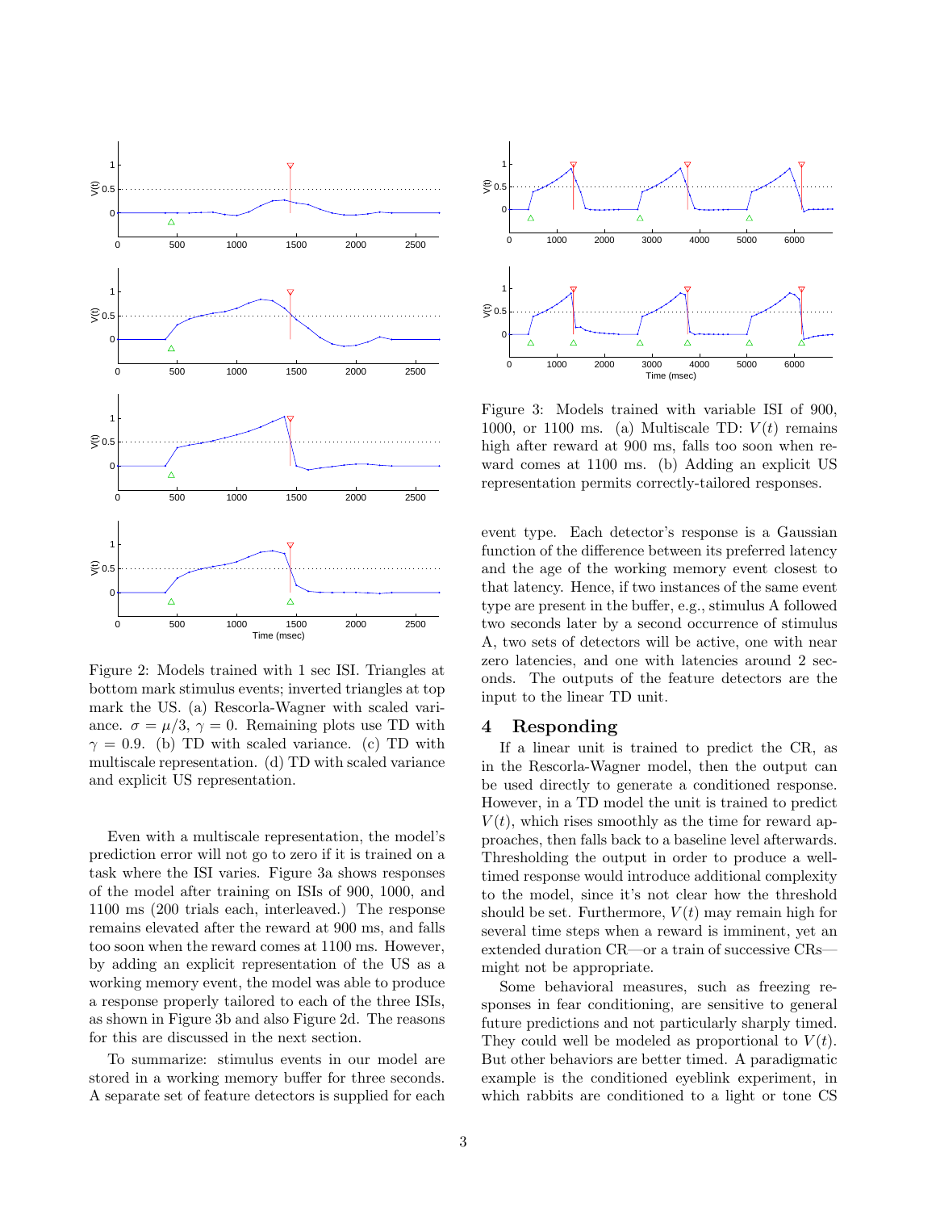Figure 2: Models trained with 1 sec ISI. Triangles at bottom mark stimulus events; inverted triangles at top mark the US. (a) Rescorla-Wagner with scaled variance. $\sigma = \mu/3$, $\gamma = 0$. Remaining plots use TD with $\gamma = 0.9$. (b) TD with scaled variance. (c) TD with multiscale representation. (d) TD with scaled variance and explicit US representation.

Even with a multiscale representation, the model's prediction error will not go to zero if it is trained on a task where the ISI varies. Figure 3a shows responses of the model after training on ISIs of 900, 1000, and 1100 ms (200 trials each, interleaved.) The response remains elevated after the reward at 900 ms, and falls too soon when the reward comes at 1100 ms. However, by adding an explicit representation of the US as a working memory event, the model was able to produce a response properly tailored to each of the three ISIs, as shown in Figure 3b and also Figure 2d. The reasons for this are discussed in the next section.

To summarize: stimulus events in our model are stored in a working memory buffer for three seconds. A separate set of feature detectors is supplied for each event type. Each detector's response is a Gaussian function of the difference between its preferred latency and the age of the working memory event closest to that latency. Hence, if two instances of the same event type are present in the buffer, e.g., stimulus A followed two seconds later by a second occurrence of stimulus A, two sets of detectors will be active, one with near zero latencies, and one with latencies around 2 seconds. The outputs of the feature detectors are the input to the linear TD unit.

Figure 3: Models trained with variable ISI of 900, 1000, or 1100 ms. (a) Multiscale TD: $V(t)$ remains high after reward at 900 ms, falls too soon when reward comes at 1100 ms. (b) Adding an explicit US representation permits correctly-tailored responses.

## 4 Responding

If a linear unit is trained to predict the CR, as in the Rescorla-Wagner model, then the output can be used directly to generate a conditioned response. However, in a TD model the unit is trained to predict $V(t)$, which rises smoothly as the time for reward approaches, then falls back to a baseline level afterwards. Thresholding the output in order to produce a well-timed response would introduce additional complexity to the model, since it's not clear how the threshold should be set. Furthermore, $V(t)$ may remain high for several time steps when a reward is imminent, yet an extended duration CR—or a train of successive CRs—might not be appropriate.

Some behavioral measures, such as freezing responses in fear conditioning, are sensitive to general future predictions and not particularly sharply timed. They could well be modeled as proportional to $V(t)$. But other behaviors are better timed. A paradigmatic example is the conditioned eyeblink experiment, in which rabbits are conditioned to a light or tone CS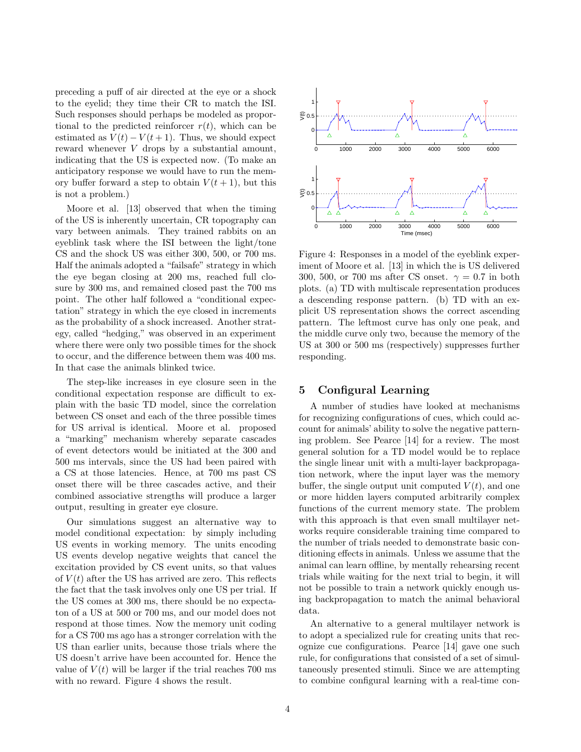preceding a puff of air directed at the eye or a shock to the eyelid; they time their CR to match the ISI. Such responses should perhaps be modeled as proportional to the predicted reinforcer $r(t)$, which can be estimated as $V(t) - V(t+1)$. Thus, we should expect reward whenever $V$ drops by a substantial amount, indicating that the US is expected now. (To make an anticipatory response we would have to run the memory buffer forward a step to obtain $V(t+1)$, but this is not a problem.)

Moore et al. [13] observed that when the timing of the US is inherently uncertain, CR topography can vary between animals. They trained rabbits on an eyeblink task where the ISI between the light/tone CS and the shock US was either 300, 500, or 700 ms. Half the animals adopted a "failsafe" strategy in which the eye began closing at 200 ms, reached full closure by 300 ms, and remained closed past the 700 ms point. The other half followed a "conditional expectation" strategy in which the eye closed in increments as the probability of a shock increased. Another strategy, called "hedging," was observed in an experiment where there were only two possible times for the shock to occur, and the difference between them was 400 ms. In that case the animals blinked twice.

The step-like increases in eye closure seen in the conditional expectation response are difficult to explain with the basic TD model, since the correlation between CS onset and each of the three possible times for US arrival is identical. Moore et al. proposed a "marking" mechanism whereby separate cascades of event detectors would be initiated at the 300 and 500 ms intervals, since the US had been paired with a CS at those latencies. Hence, at 700 ms past CS onset there will be three cascades active, and their combined associative strengths will produce a larger output, resulting in greater eye closure.

Our simulations suggest an alternative way to model conditional expectation: by simply including US events in working memory. The units encoding US events develop negative weights that cancel the excitation provided by CS event units, so that values of $V(t)$ after the US has arrived are zero. This reflects the fact that the task involves only one US per trial. If the US comes at 300 ms, there should be no expectaton of a US at 500 or 700 ms, and our model does not respond at those times. Now the memory unit coding for a CS 700 ms ago has a stronger correlation with the US than earlier units, because those trials where the US doesn't arrive have been accounted for. Hence the value of $V(t)$ will be larger if the trial reaches 700 ms with no reward. Figure 4 shows the result.

Figure 4: Responses in a model of the eyeblink experiment of Moore et al. [13] in which the is US delivered 300, 500, or 700 ms after CS onset. $\gamma = 0.7$ in both plots. (a) TD with multiscale representation produces a descending response pattern. (b) TD with an explicit US representation shows the correct ascending pattern. The leftmost curve has only one peak, and the middle curve only two, because the memory of the US at 300 or 500 ms (respectively) suppresses further responding.

## 5 Configural Learning

A number of studies have looked at mechanisms for recognizing configurations of cues, which could account for animals' ability to solve the negative patterning problem. See Pearce [14] for a review. The most general solution for a TD model would be to replace the single linear unit with a multi-layer backpropagation network, where the input layer was the memory buffer, the single output unit computed $V(t)$, and one or more hidden layers computed arbitrarily complex functions of the current memory state. The problem with this approach is that even small multilayer networks require considerable training time compared to the number of trials needed to demonstrate basic conditioning effects in animals. Unless we assume that the animal can learn offline, by mentally rehearsing recent trials while waiting for the next trial to begin, it will not be possible to train a network quickly enough using backpropagation to match the animal behavioral data.

An alternative to a general multilayer network is to adopt a specialized rule for creating units that recognize cue configurations. Pearce [14] gave one such rule, for configurations that consisted of a set of simultaneously presented stimuli. Since we are attempting to combine configural learning with a real-time con-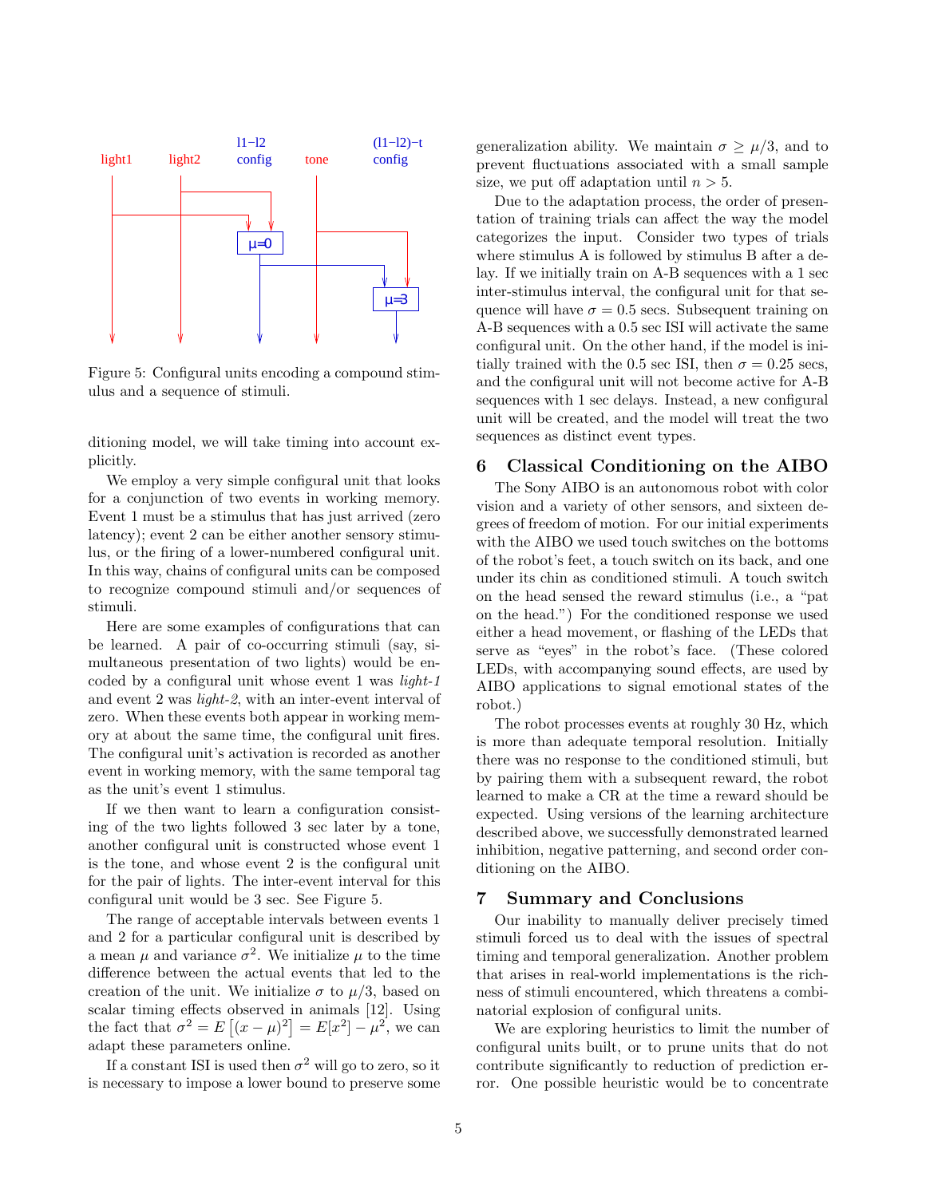Figure 5: Configural units encoding a compound stimulus and a sequence of stimuli.

ditioning model, we will take timing into account explicitly.

We employ a very simple configural unit that looks for a conjunction of two events in working memory. Event 1 must be a stimulus that has just arrived (zero latency); event 2 can be either another sensory stimulus, or the firing of a lower-numbered configural unit. In this way, chains of configural units can be composed to recognize compound stimuli and/or sequences of stimuli.

Here are some examples of configurations that can be learned. A pair of co-occurring stimuli (say, simultaneous presentation of two lights) would be encoded by a configural unit whose event 1 was *light-1* and event 2 was *light-2*, with an inter-event interval of zero. When these events both appear in working memory at about the same time, the configural unit fires. The configural unit's activation is recorded as another event in working memory, with the same temporal tag as the unit's event 1 stimulus.

If we then want to learn a configuration consisting of the two lights followed 3 sec later by a tone, another configural unit is constructed whose event 1 is the tone, and whose event 2 is the configural unit for the pair of lights. The inter-event interval for this configural unit would be 3 sec. See Figure 5.

The range of acceptable intervals between events 1 and 2 for a particular configural unit is described by a mean $\mu$ and variance $\sigma^2$. We initialize $\mu$ to the time difference between the actual events that led to the creation of the unit. We initialize $\sigma$ to $\mu/3$, based on scalar timing effects observed in animals [12]. Using the fact that $\sigma^2 = E\left[(x-\mu)^2\right] = E[x^2] - \mu^2$, we can adapt these parameters online.

If a constant ISI is used then $\sigma^2$ will go to zero, so it is necessary to impose a lower bound to preserve some generalization ability. We maintain $\sigma \geq \mu/3$, and to prevent fluctuations associated with a small sample size, we put off adaptation until $n > 5$.

Due to the adaptation process, the order of presentation of training trials can affect the way the model categorizes the input. Consider two types of trials where stimulus A is followed by stimulus B after a delay. If we initially train on A-B sequences with a 1 sec inter-stimulus interval, the configural unit for that sequence will have $\sigma = 0.5$ secs. Subsequent training on A-B sequences with a 0.5 sec ISI will activate the same configural unit. On the other hand, if the model is initially trained with the 0.5 sec ISI, then $\sigma = 0.25$ secs, and the configural unit will not become active for A-B sequences with 1 sec delays. Instead, a new configural unit will be created, and the model will treat the two sequences as distinct event types.

## 6 Classical Conditioning on the AIBO

The Sony AIBO is an autonomous robot with color vision and a variety of other sensors, and sixteen degrees of freedom of motion. For our initial experiments with the AIBO we used touch switches on the bottoms of the robot's feet, a touch switch on its back, and one under its chin as conditioned stimuli. A touch switch on the head sensed the reward stimulus (i.e., a "pat on the head.") For the conditioned response we used either a head movement, or flashing of the LEDs that serve as "eyes" in the robot's face. (These colored LEDs, with accompanying sound effects, are used by AIBO applications to signal emotional states of the robot.)

The robot processes events at roughly 30 Hz, which is more than adequate temporal resolution. Initially there was no response to the conditioned stimuli, but by pairing them with a subsequent reward, the robot learned to make a CR at the time a reward should be expected. Using versions of the learning architecture described above, we successfully demonstrated learned inhibition, negative patterning, and second order conditioning on the AIBO.

## 7 Summary and Conclusions

Our inability to manually deliver precisely timed stimuli forced us to deal with the issues of spectral timing and temporal generalization. Another problem that arises in real-world implementations is the richness of stimuli encountered, which threatens a combinatorial explosion of configural units.

We are exploring heuristics to limit the number of configural units built, or to prune units that do not contribute significantly to reduction of prediction error. One possible heuristic would be to concentrate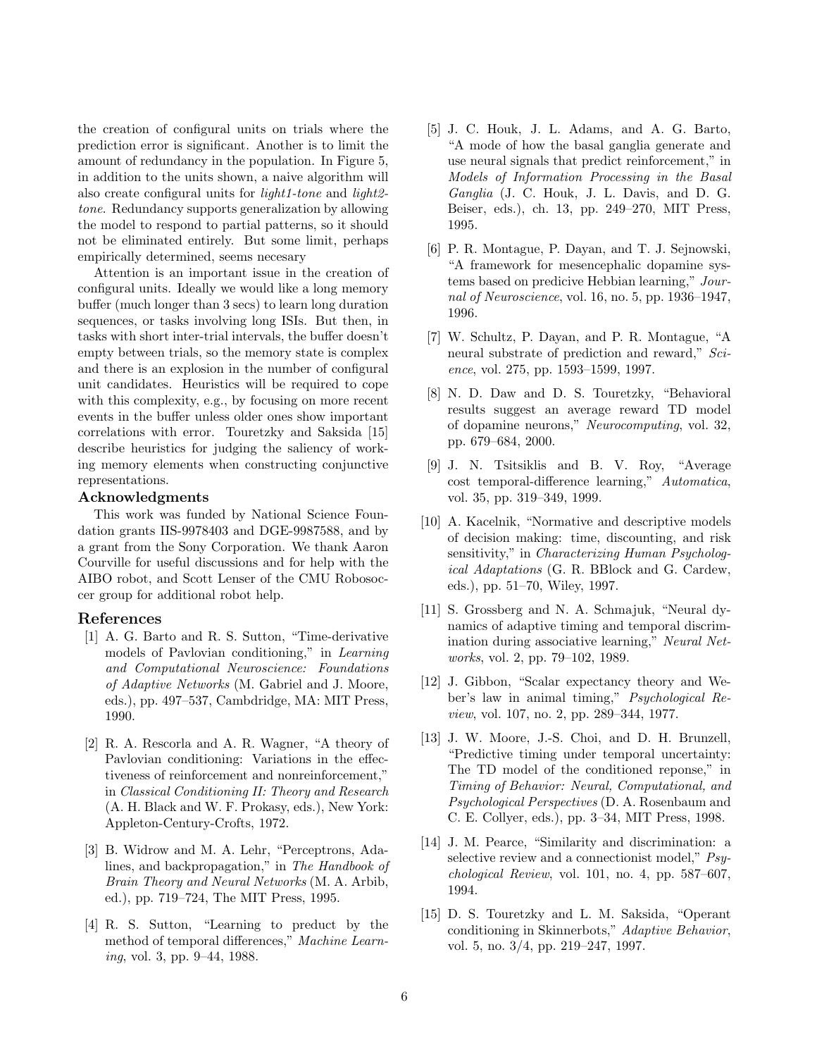the creation of configural units on trials where the prediction error is significant. Another is to limit the amount of redundancy in the population. In Figure 5, in addition to the units shown, a naive algorithm will also create configural units for *light1-tone* and *light2-tone*. Redundancy supports generalization by allowing the model to respond to partial patterns, so it should not be eliminated entirely. But some limit, perhaps empirically determined, seems necesary

Attention is an important issue in the creation of configural units. Ideally we would like a long memory buffer (much longer than 3 secs) to learn long duration sequences, or tasks involving long ISIs. But then, in tasks with short inter-trial intervals, the buffer doesn't empty between trials, so the memory state is complex and there is an explosion in the number of configural unit candidates. Heuristics will be required to cope with this complexity, e.g., by focusing on more recent events in the buffer unless older ones show important correlations with error. Touretzky and Saksida [15] describe heuristics for judging the saliency of working memory elements when constructing conjunctive representations.

## Acknowledgments

This work was funded by National Science Foundation grants IIS-9978403 and DGE-9987588, and by a grant from the Sony Corporation. We thank Aaron Courville for useful discussions and for help with the AIBO robot, and Scott Lenser of the CMU Robosoccer group for additional robot help.

## References

[1] A. G. Barto and R. S. Sutton, "Time-derivative models of Pavlovian conditioning," in *Learning and Computational Neuroscience: Foundations of Adaptive Networks* (M. Gabriel and J. Moore, eds.), pp. 497–537, Cambdridge, MA: MIT Press, 1990.

[2] R. A. Rescorla and A. R. Wagner, "A theory of Pavlovian conditioning: Variations in the effectiveness of reinforcement and nonreinforcement," in *Classical Conditioning II: Theory and Research* (A. H. Black and W. F. Prokasy, eds.), New York: Appleton-Century-Crofts, 1972.

[3] B. Widrow and M. A. Lehr, "Perceptrons, Adalines, and backpropagation," in *The Handbook of Brain Theory and Neural Networks* (M. A. Arbib, ed.), pp. 719–724, The MIT Press, 1995.

[4] R. S. Sutton, "Learning to preduct by the method of temporal differences," *Machine Learning*, vol. 3, pp. 9–44, 1988.

[5] J. C. Houk, J. L. Adams, and A. G. Barto, "A mode of how the basal ganglia generate and use neural signals that predict reinforcement," in *Models of Information Processing in the Basal Ganglia* (J. C. Houk, J. L. Davis, and D. G. Beiser, eds.), ch. 13, pp. 249–270, MIT Press, 1995.

[6] P. R. Montague, P. Dayan, and T. J. Sejnowski, "A framework for mesencephalic dopamine systems based on predicive Hebbian learning," *Journal of Neuroscience*, vol. 16, no. 5, pp. 1936–1947, 1996.

[7] W. Schultz, P. Dayan, and P. R. Montague, "A neural substrate of prediction and reward," *Science*, vol. 275, pp. 1593–1599, 1997.

[8] N. D. Daw and D. S. Touretzky, "Behavioral results suggest an average reward TD model of dopamine neurons," *Neurocomputing*, vol. 32, pp. 679–684, 2000.

[9] J. N. Tsitsiklis and B. V. Roy, "Average cost temporal-difference learning," *Automatica*, vol. 35, pp. 319–349, 1999.

[10] A. Kacelnik, "Normative and descriptive models of decision making: time, discounting, and risk sensitivity," in *Characterizing Human Psychological Adaptations* (G. R. BBlock and G. Cardew, eds.), pp. 51–70, Wiley, 1997.

[11] S. Grossberg and N. A. Schmajuk, "Neural dynamics of adaptive timing and temporal discrimination during associative learning," *Neural Networks*, vol. 2, pp. 79–102, 1989.

[12] J. Gibbon, "Scalar expectancy theory and Weber's law in animal timing," *Psychological Review*, vol. 107, no. 2, pp. 289–344, 1977.

[13] J. W. Moore, J.-S. Choi, and D. H. Brunzell, "Predictive timing under temporal uncertainty: The TD model of the conditioned reponse," in *Timing of Behavior: Neural, Computational, and Psychological Perspectives* (D. A. Rosenbaum and C. E. Collyer, eds.), pp. 3–34, MIT Press, 1998.

[14] J. M. Pearce, "Similarity and discrimination: a selective review and a connectionist model," *Psychological Review*, vol. 101, no. 4, pp. 587–607, 1994.

[15] D. S. Touretzky and L. M. Saksida, "Operant conditioning in Skinnerbots," *Adaptive Behavior*, vol. 5, no. 3/4, pp. 219–247, 1997.